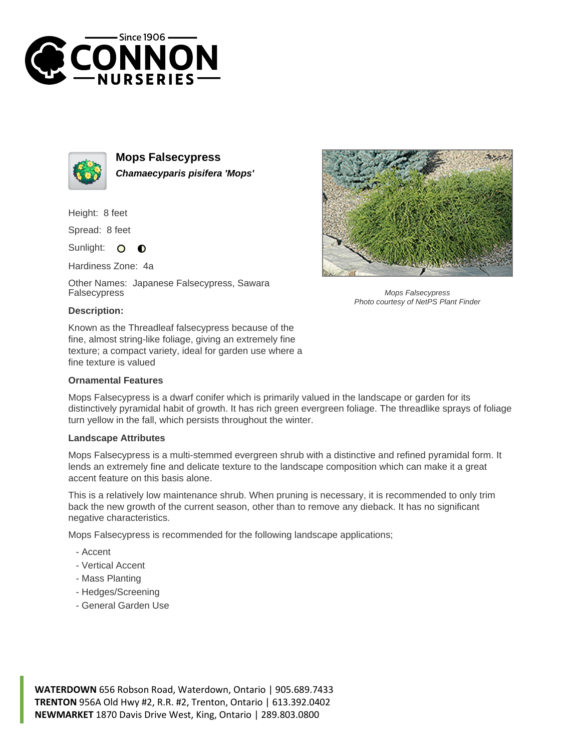Since 1906
# CONNON NURSERIES

## Mops Falsecypress

***Chamaecyparis pisifera 'Mops'***

Height: 8 feet

Spread: 8 feet

Sunlight:

Hardiness Zone: 4a

Other Names: Japanese Falsecypress, Sawara Falsecypress

Mops Falsecypress
*Photo courtesy of NetPS Plant Finder*

### Description:

Known as the Threadleaf falsecypress because of the fine, almost string-like foliage, giving an extremely fine texture; a compact variety, ideal for garden use where a fine texture is valued

### Ornamental Features

Mops Falsecypress is a dwarf conifer which is primarily valued in the landscape or garden for its distinctively pyramidal habit of growth. It has rich green evergreen foliage. The threadlike sprays of foliage turn yellow in the fall, which persists throughout the winter.

### Landscape Attributes

Mops Falsecypress is a multi-stemmed evergreen shrub with a distinctive and refined pyramidal form. It lends an extremely fine and delicate texture to the landscape composition which can make it a great accent feature on this basis alone.

This is a relatively low maintenance shrub. When pruning is necessary, it is recommended to only trim back the new growth of the current season, other than to remove any dieback. It has no significant negative characteristics.

Mops Falsecypress is recommended for the following landscape applications;

- Accent
- Vertical Accent
- Mass Planting
- Hedges/Screening
- General Garden Use

**WATERDOWN** 656 Robson Road, Waterdown, Ontario | 905.689.7433
**TRENTON** 956A Old Hwy #2, R.R. #2, Trenton, Ontario | 613.392.0402
**NEWMARKET** 1870 Davis Drive West, King, Ontario | 289.803.0800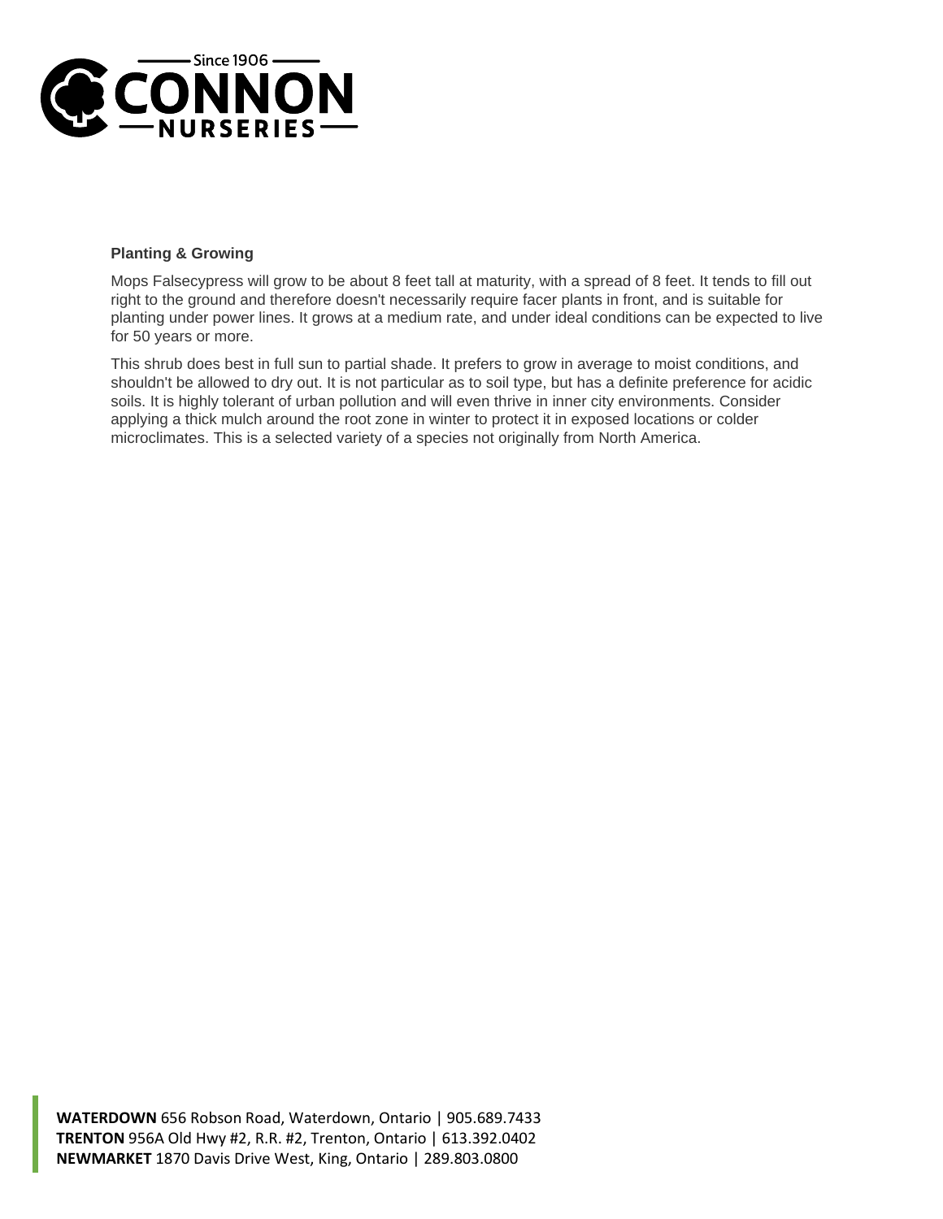### Planting & Growing

Mops Falsecypress will grow to be about 8 feet tall at maturity, with a spread of 8 feet. It tends to fill out right to the ground and therefore doesn't necessarily require facer plants in front, and is suitable for planting under power lines. It grows at a medium rate, and under ideal conditions can be expected to live for 50 years or more.

This shrub does best in full sun to partial shade. It prefers to grow in average to moist conditions, and shouldn't be allowed to dry out. It is not particular as to soil type, but has a definite preference for acidic soils. It is highly tolerant of urban pollution and will even thrive in inner city environments. Consider applying a thick mulch around the root zone in winter to protect it in exposed locations or colder microclimates. This is a selected variety of a species not originally from North America.